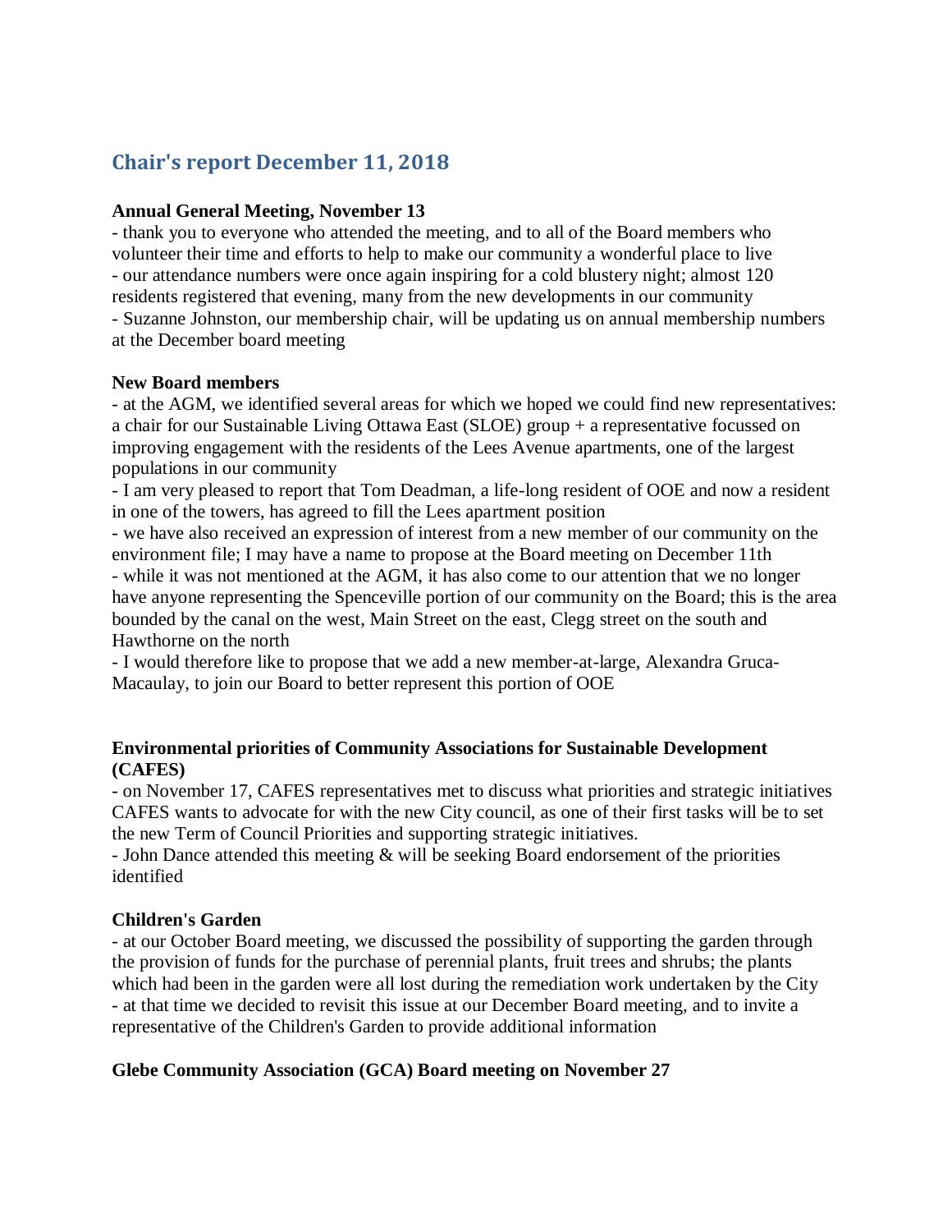## Chair's report December 11, 2018

**Annual General Meeting, November 13**

- thank you to everyone who attended the meeting, and to all of the Board members who volunteer their time and efforts to help to make our community a wonderful place to live
- our attendance numbers were once again inspiring for a cold blustery night; almost 120 residents registered that evening, many from the new developments in our community
- Suzanne Johnston, our membership chair, will be updating us on annual membership numbers at the December board meeting

**New Board members**

- at the AGM, we identified several areas for which we hoped we could find new representatives: a chair for our Sustainable Living Ottawa East (SLOE) group + a representative focussed on improving engagement with the residents of the Lees Avenue apartments, one of the largest populations in our community
- I am very pleased to report that Tom Deadman, a life-long resident of OOE and now a resident in one of the towers, has agreed to fill the Lees apartment position
- we have also received an expression of interest from a new member of our community on the environment file; I may have a name to propose at the Board meeting on December 11th
- while it was not mentioned at the AGM, it has also come to our attention that we no longer have anyone representing the Spenceville portion of our community on the Board; this is the area bounded by the canal on the west, Main Street on the east, Clegg street on the south and Hawthorne on the north
- I would therefore like to propose that we add a new member-at-large, Alexandra Gruca-Macaulay, to join our Board to better represent this portion of OOE

**Environmental priorities of Community Associations for Sustainable Development (CAFES)**

- on November 17, CAFES representatives met to discuss what priorities and strategic initiatives CAFES wants to advocate for with the new City council, as one of their first tasks will be to set the new Term of Council Priorities and supporting strategic initiatives.
- John Dance attended this meeting & will be seeking Board endorsement of the priorities identified

**Children's Garden**

- at our October Board meeting, we discussed the possibility of supporting the garden through the provision of funds for the purchase of perennial plants, fruit trees and shrubs; the plants which had been in the garden were all lost during the remediation work undertaken by the City
- at that time we decided to revisit this issue at our December Board meeting, and to invite a representative of the Children's Garden to provide additional information

**Glebe Community Association (GCA) Board meeting on November 27**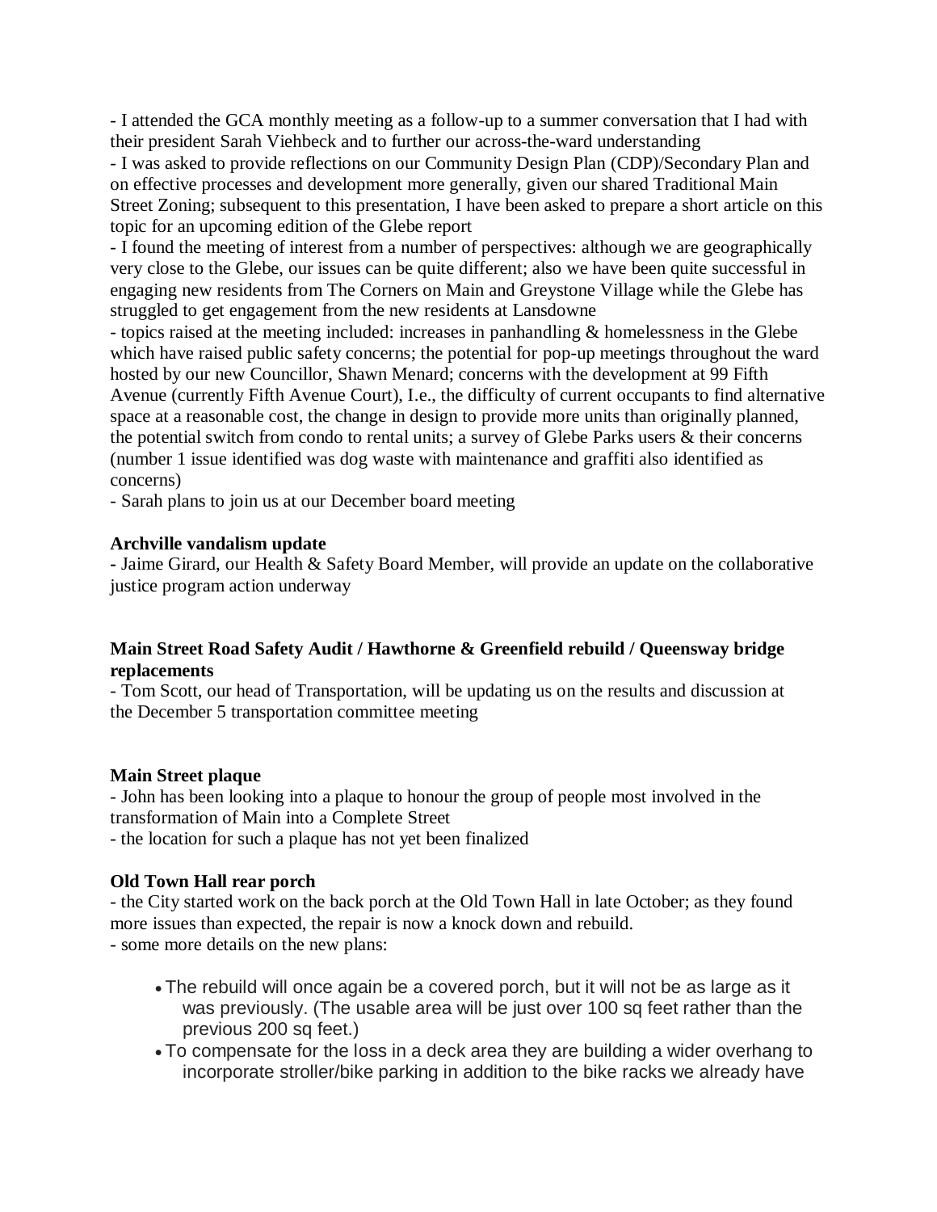- I attended the GCA monthly meeting as a follow-up to a summer conversation that I had with their president Sarah Viehbeck and to further our across-the-ward understanding
- I was asked to provide reflections on our Community Design Plan (CDP)/Secondary Plan and on effective processes and development more generally, given our shared Traditional Main Street Zoning; subsequent to this presentation, I have been asked to prepare a short article on this topic for an upcoming edition of the Glebe report
- I found the meeting of interest from a number of perspectives: although we are geographically very close to the Glebe, our issues can be quite different; also we have been quite successful in engaging new residents from The Corners on Main and Greystone Village while the Glebe has struggled to get engagement from the new residents at Lansdowne
- topics raised at the meeting included: increases in panhandling & homelessness in the Glebe which have raised public safety concerns; the potential for pop-up meetings throughout the ward hosted by our new Councillor, Shawn Menard; concerns with the development at 99 Fifth Avenue (currently Fifth Avenue Court), I.e., the difficulty of current occupants to find alternative space at a reasonable cost, the change in design to provide more units than originally planned, the potential switch from condo to rental units; a survey of Glebe Parks users & their concerns (number 1 issue identified was dog waste with maintenance and graffiti also identified as concerns)
- Sarah plans to join us at our December board meeting

**Archville vandalism update**

- Jaime Girard, our Health & Safety Board Member, will provide an update on the collaborative justice program action underway

**Main Street Road Safety Audit / Hawthorne & Greenfield rebuild / Queensway bridge replacements**

- Tom Scott, our head of Transportation, will be updating us on the results and discussion at the December 5 transportation committee meeting

**Main Street plaque**

- John has been looking into a plaque to honour the group of people most involved in the transformation of Main into a Complete Street
- the location for such a plaque has not yet been finalized

**Old Town Hall rear porch**

- the City started work on the back porch at the Old Town Hall in late October; as they found more issues than expected, the repair is now a knock down and rebuild.
- some more details on the new plans:

- The rebuild will once again be a covered porch, but it will not be as large as it was previously. (The usable area will be just over 100 sq feet rather than the previous 200 sq feet.)
- To compensate for the loss in a deck area they are building a wider overhang to incorporate stroller/bike parking in addition to the bike racks we already have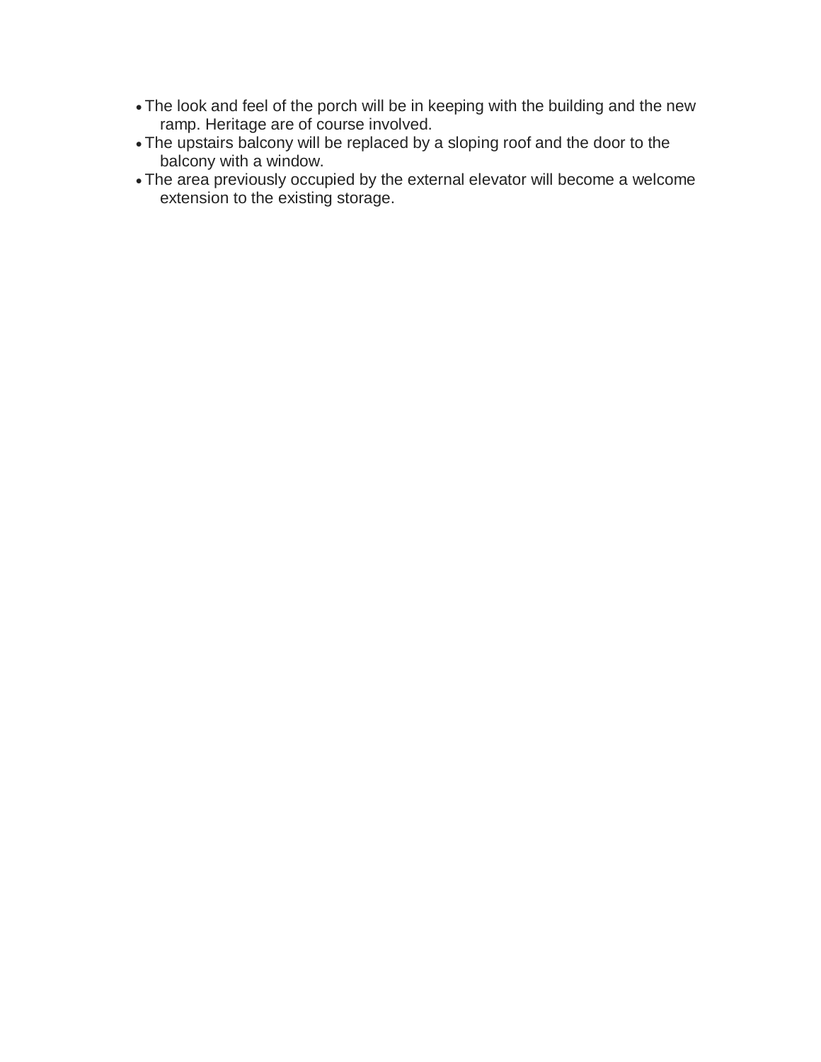- The look and feel of the porch will be in keeping with the building and the new ramp. Heritage are of course involved.
- The upstairs balcony will be replaced by a sloping roof and the door to the balcony with a window.
- The area previously occupied by the external elevator will become a welcome extension to the existing storage.